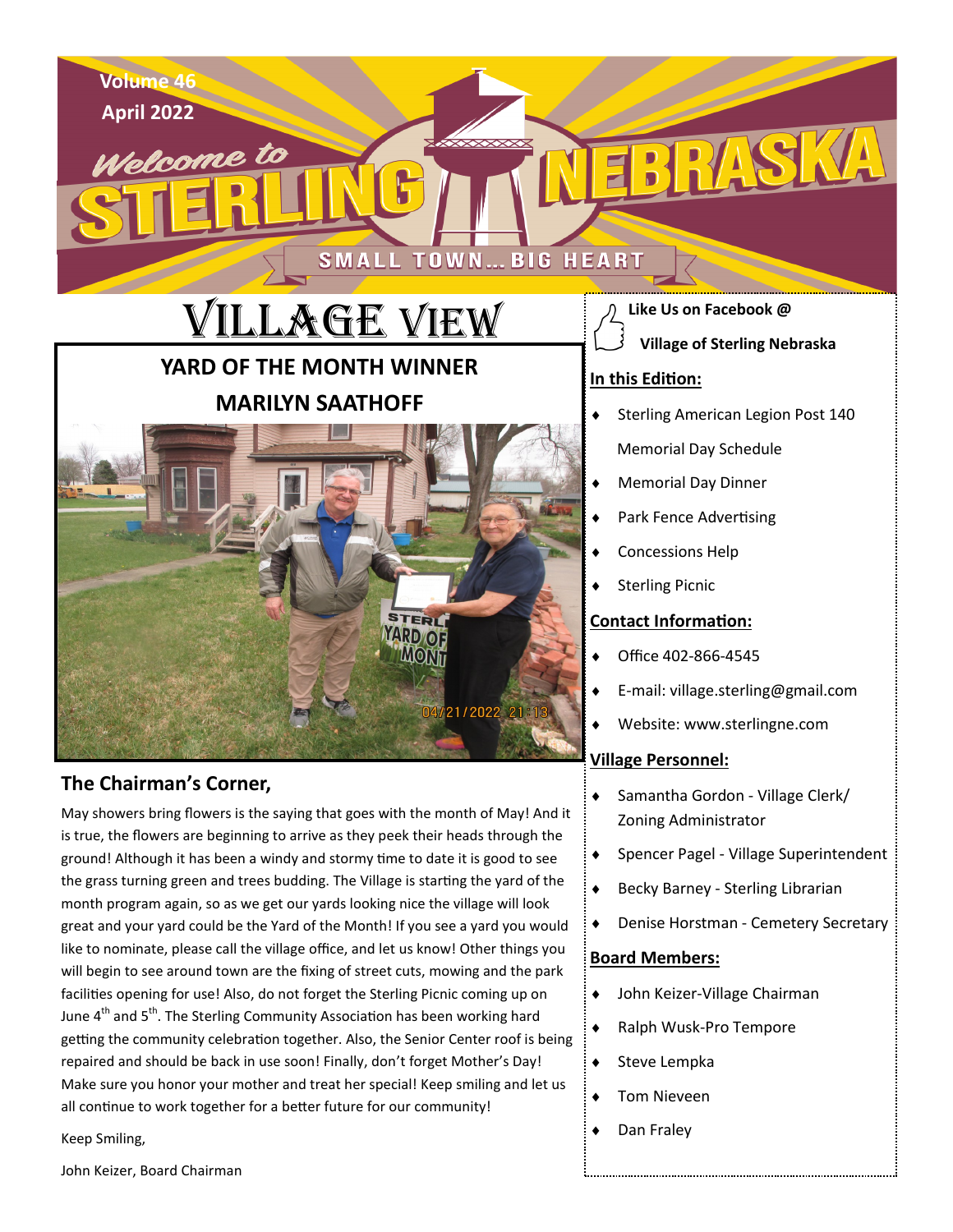Volume 46

April 2022

Welcome to STERLING NEBRASKA

SMALL TOWN... BIG HEART

# VILLAGE VIEW

## YARD OF THE MONTH WINNER
## MARILYN SAATHOFF

## The Chairman's Corner,

May showers bring flowers is the saying that goes with the month of May! And it is true, the flowers are beginning to arrive as they peek their heads through the ground! Although it has been a windy and stormy time to date it is good to see the grass turning green and trees budding. The Village is starting the yard of the month program again, so as we get our yards looking nice the village will look great and your yard could be the Yard of the Month! If you see a yard you would like to nominate, please call the village office, and let us know! Other things you will begin to see around town are the fixing of street cuts, mowing and the park facilities opening for use! Also, do not forget the Sterling Picnic coming up on June 4th and 5th. The Sterling Community Association has been working hard getting the community celebration together. Also, the Senior Center roof is being repaired and should be back in use soon! Finally, don't forget Mother's Day! Make sure you honor your mother and treat her special! Keep smiling and let us all continue to work together for a better future for our community!

Keep Smiling,

John Keizer, Board Chairman

**Like Us on Facebook @**

**Village of Sterling Nebraska**

**In this Edition:**

- Sterling American Legion Post 140 Memorial Day Schedule
- Memorial Day Dinner
- Park Fence Advertising
- Concessions Help
- Sterling Picnic

**Contact Information:**

- Office 402-866-4545
- E-mail: village.sterling@gmail.com
- Website: www.sterlingne.com

**Village Personnel:**

- Samantha Gordon - Village Clerk/ Zoning Administrator
- Spencer Pagel - Village Superintendent
- Becky Barney - Sterling Librarian
- Denise Horstman - Cemetery Secretary

**Board Members:**

- John Keizer-Village Chairman
- Ralph Wusk-Pro Tempore
- Steve Lempka
- Tom Nieveen
- Dan Fraley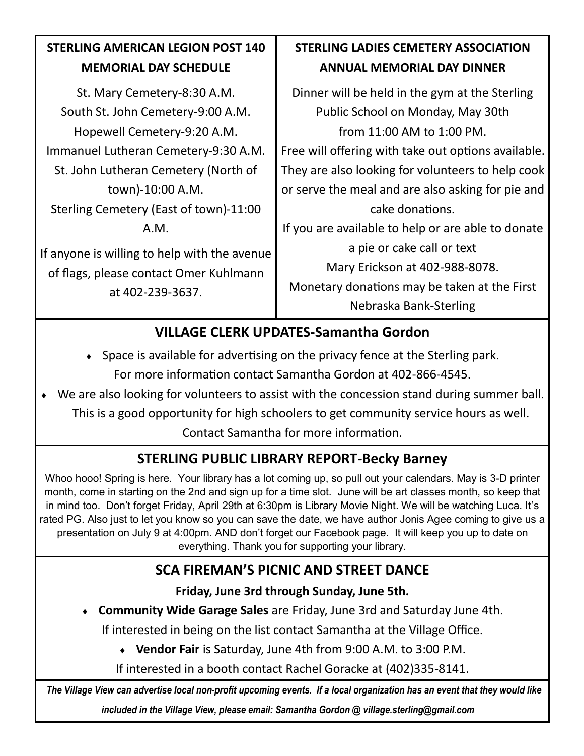## STERLING AMERICAN LEGION POST 140 MEMORIAL DAY SCHEDULE

St. Mary Cemetery-8:30 A.M.
South St. John Cemetery-9:00 A.M.
Hopewell Cemetery-9:20 A.M.
Immanuel Lutheran Cemetery-9:30 A.M.
St. John Lutheran Cemetery (North of town)-10:00 A.M.
Sterling Cemetery (East of town)-11:00 A.M.

If anyone is willing to help with the avenue of flags, please contact Omer Kuhlmann at 402-239-3637.

## STERLING LADIES CEMETERY ASSOCIATION ANNUAL MEMORIAL DAY DINNER

Dinner will be held in the gym at the Sterling Public School on Monday, May 30th from 11:00 AM to 1:00 PM.
Free will offering with take out options available. They are also looking for volunteers to help cook or serve the meal and are also asking for pie and cake donations.
If you are available to help or are able to donate a pie or cake call or text Mary Erickson at 402-988-8078.
Monetary donations may be taken at the First Nebraska Bank-Sterling

## VILLAGE CLERK UPDATES-Samantha Gordon

- Space is available for advertising on the privacy fence at the Sterling park. For more information contact Samantha Gordon at 402-866-4545.
- We are also looking for volunteers to assist with the concession stand during summer ball. This is a good opportunity for high schoolers to get community service hours as well. Contact Samantha for more information.

## STERLING PUBLIC LIBRARY REPORT-Becky Barney

Whoo hooo! Spring is here. Your library has a lot coming up, so pull out your calendars. May is 3-D printer month, come in starting on the 2nd and sign up for a time slot. June will be art classes month, so keep that in mind too. Don't forget Friday, April 29th at 6:30pm is Library Movie Night. We will be watching Luca. It's rated PG. Also just to let you know so you can save the date, we have author Jonis Agee coming to give us a presentation on July 9 at 4:00pm. AND don't forget our Facebook page. It will keep you up to date on everything. Thank you for supporting your library.

## SCA FIREMAN'S PICNIC AND STREET DANCE

**Friday, June 3rd through Sunday, June 5th.**

- **Community Wide Garage Sales** are Friday, June 3rd and Saturday June 4th. If interested in being on the list contact Samantha at the Village Office.
- **Vendor Fair** is Saturday, June 4th from 9:00 A.M. to 3:00 P.M. If interested in a booth contact Rachel Goracke at (402)335-8141.

***The Village View can advertise local non-profit upcoming events. If a local organization has an event that they would like included in the Village View, please email: Samantha Gordon @ village.sterling@gmail.com***